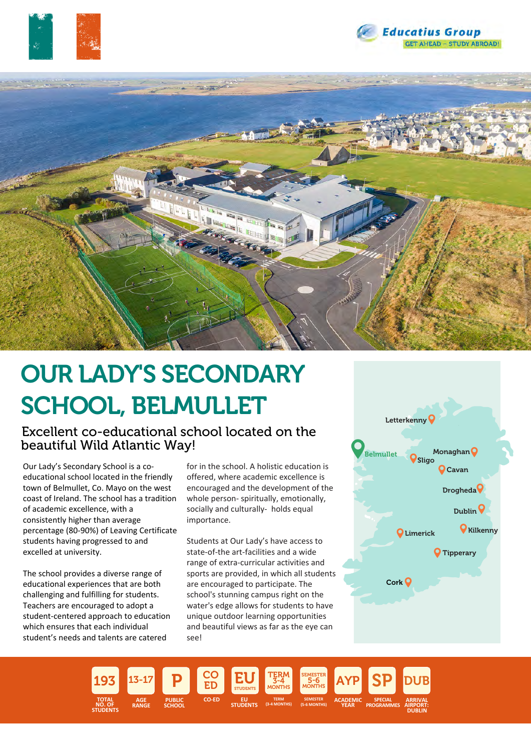Educatius Group
GET AHEAD – STUDY ABROAD!

# OUR LADY'S SECONDARY SCHOOL, BELMULLET

## Excellent co-educational school located on the beautiful Wild Atlantic Way!

Our Lady's Secondary School is a co-educational school located in the friendly town of Belmullet, Co. Mayo on the west coast of Ireland. The school has a tradition of academic excellence, with a consistently higher than average percentage (80-90%) of Leaving Certificate students having progressed to and excelled at university.

The school provides a diverse range of educational experiences that are both challenging and fulfilling for students. Teachers are encouraged to adopt a student-centered approach to education which ensures that each individual student's needs and talents are catered for in the school. A holistic education is offered, where academic excellence is encouraged and the development of the whole person- spiritually, emotionally, socially and culturally- holds equal importance.

Students at Our Lady's have access to state-of-the-art-facilities and a wide range of extra-curricular activities and sports are provided, in which all students are encouraged to participate. The school's stunning campus right on the water's edge allows for students to have unique outdoor learning opportunities and beautiful views as far as the eye can see!

Letterkenny, Belmullet, Monaghan, Sligo, Cavan, Drogheda, Dublin, Limerick, Kilkenny, Tipperary, Cork

- **193** – TOTAL NO. OF STUDENTS
- **13-17** – AGE RANGE
- **P** – PUBLIC SCHOOL
- **CO ED** – CO-ED
- **EU STUDENTS** – EU STUDENTS
- **TERM 3-4 MONTHS** – TERM (3-4 MONTHS)
- **SEMESTER 5-6 MONTHS** – SEMESTER (5-6 MONTHS)
- **AYP** – ACADEMIC YEAR
- **SP** – SPECIAL PROGRAMMES
- **DUB** – ARRIVAL AIRPORT: DUBLIN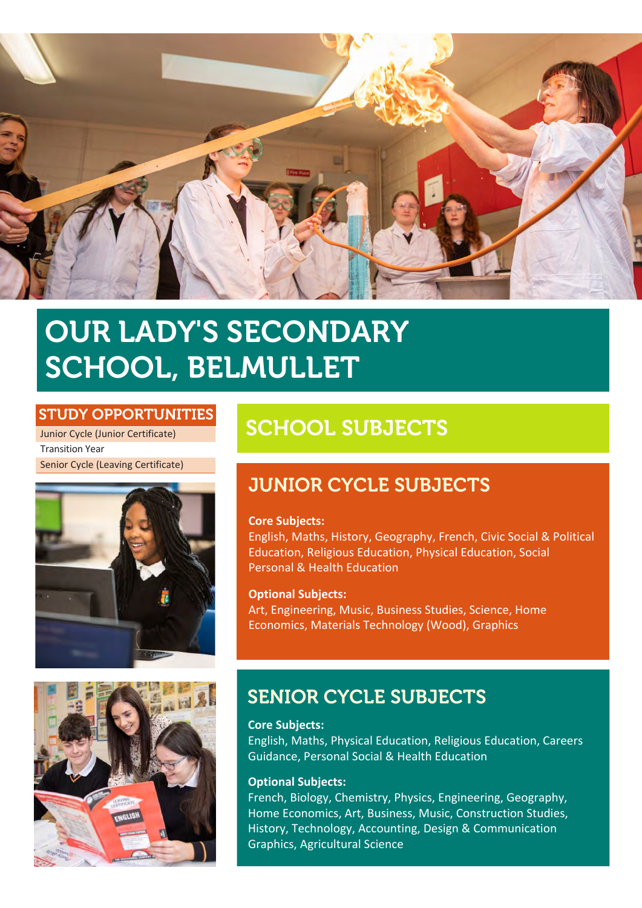# OUR LADY'S SECONDARY SCHOOL, BELMULLET

## STUDY OPPORTUNITIES

- Junior Cycle (Junior Certificate)
- Transition Year
- Senior Cycle (Leaving Certificate)

## SCHOOL SUBJECTS

### JUNIOR CYCLE SUBJECTS

**Core Subjects:**
English, Maths, History, Geography, French, Civic Social & Political Education, Religious Education, Physical Education, Social Personal & Health Education

**Optional Subjects:**
Art, Engineering, Music, Business Studies, Science, Home Economics, Materials Technology (Wood), Graphics

### SENIOR CYCLE SUBJECTS

**Core Subjects:**
English, Maths, Physical Education, Religious Education, Careers Guidance, Personal Social & Health Education

**Optional Subjects:**
French, Biology, Chemistry, Physics, Engineering, Geography, Home Economics, Art, Business, Music, Construction Studies, History, Technology, Accounting, Design & Communication Graphics, Agricultural Science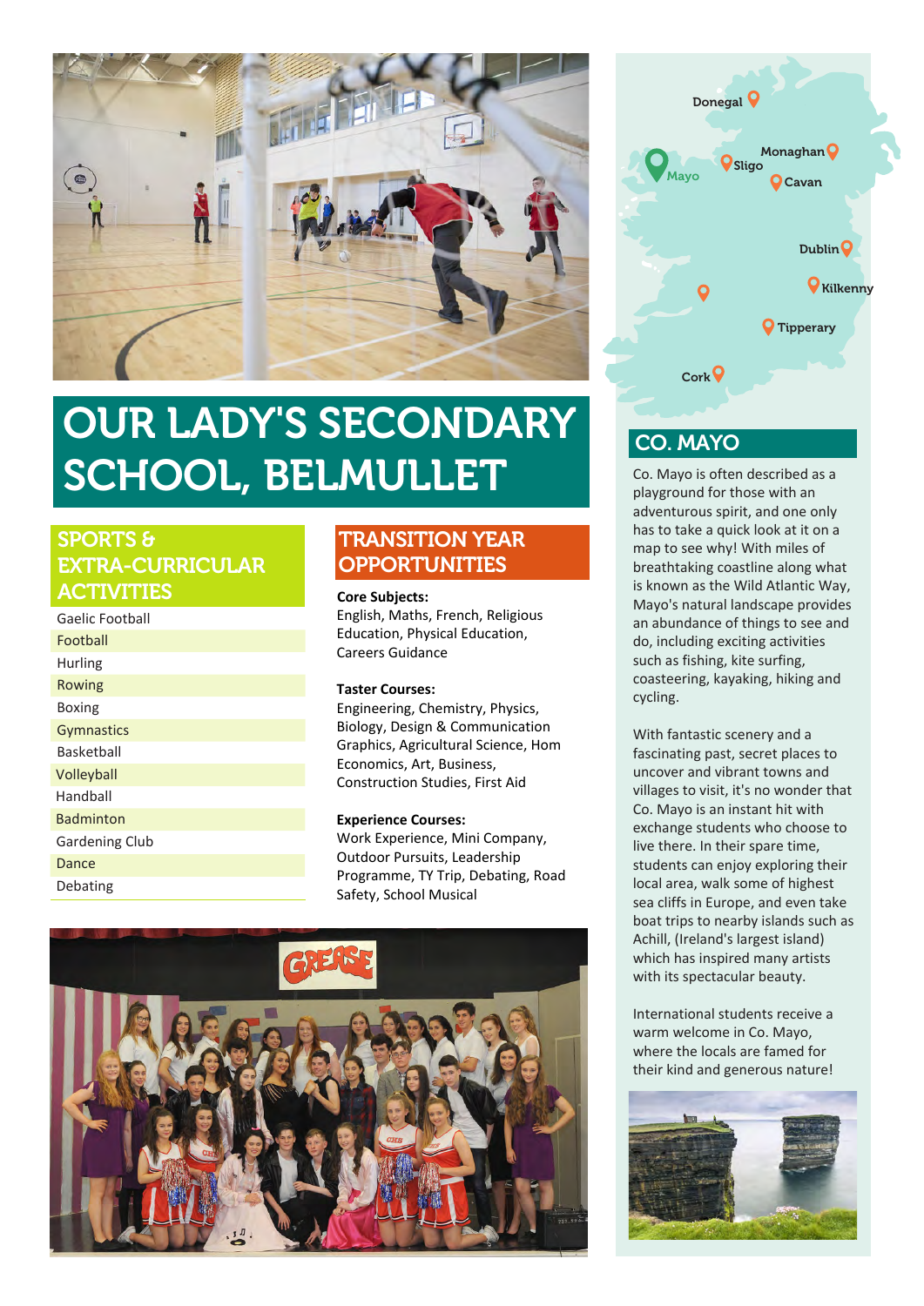# OUR LADY'S SECONDARY SCHOOL, BELMULLET

## SPORTS & EXTRA-CURRICULAR ACTIVITIES

- Gaelic Football
- Football
- Hurling
- Rowing
- Boxing
- Gymnastics
- Basketball
- Volleyball
- Handball
- Badminton
- Gardening Club
- Dance
- Debating

## TRANSITION YEAR OPPORTUNITIES

**Core Subjects:**
English, Maths, French, Religious Education, Physical Education, Careers Guidance

**Taster Courses:**
Engineering, Chemistry, Physics, Biology, Design & Communication Graphics, Agricultural Science, Hom Economics, Art, Business, Construction Studies, First Aid

**Experience Courses:**
Work Experience, Mini Company, Outdoor Pursuits, Leadership Programme, TY Trip, Debating, Road Safety, School Musical

Donegal
Monaghan
Sligo
Mayo
Cavan
Dublin
Kilkenny
Tipperary
Cork

## CO. MAYO

Co. Mayo is often described as a playground for those with an adventurous spirit, and one only has to take a quick look at it on a map to see why! With miles of breathtaking coastline along what is known as the Wild Atlantic Way, Mayo's natural landscape provides an abundance of things to see and do, including exciting activities such as fishing, kite surfing, coasteering, kayaking, hiking and cycling.

With fantastic scenery and a fascinating past, secret places to uncover and vibrant towns and villages to visit, it's no wonder that Co. Mayo is an instant hit with exchange students who choose to live there. In their spare time, students can enjoy exploring their local area, walk some of highest sea cliffs in Europe, and even take boat trips to nearby islands such as Achill, (Ireland's largest island) which has inspired many artists with its spectacular beauty.

International students receive a warm welcome in Co. Mayo, where the locals are famed for their kind and generous nature!